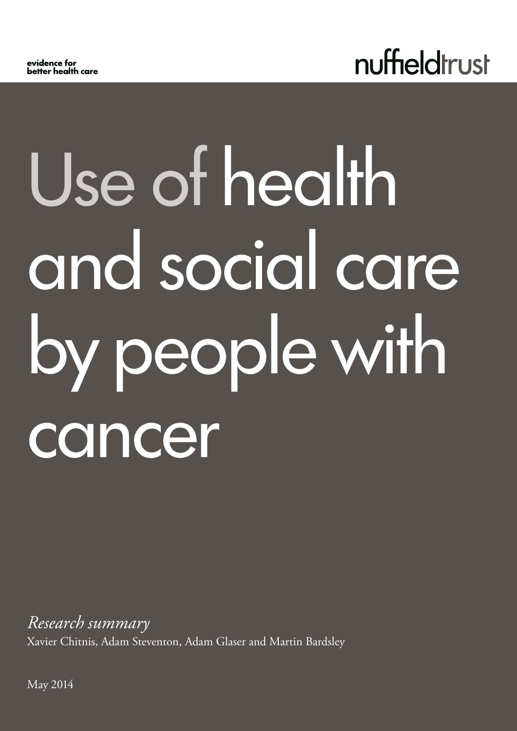evidence for
better health care

nuffieldtrust

# Use of health and social care by people with cancer

*Research summary*

Xavier Chitnis, Adam Steventon, Adam Glaser and Martin Bardsley

May 2014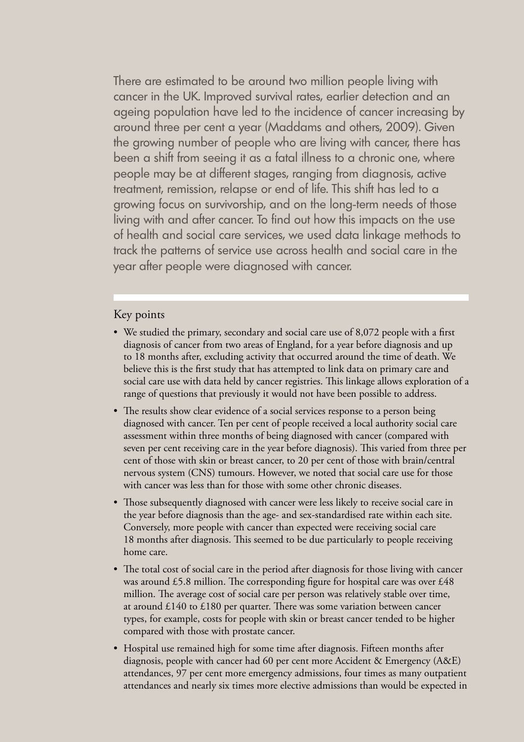There are estimated to be around two million people living with cancer in the UK. Improved survival rates, earlier detection and an ageing population have led to the incidence of cancer increasing by around three per cent a year (Maddams and others, 2009). Given the growing number of people who are living with cancer, there has been a shift from seeing it as a fatal illness to a chronic one, where people may be at different stages, ranging from diagnosis, active treatment, remission, relapse or end of life. This shift has led to a growing focus on survivorship, and on the long-term needs of those living with and after cancer. To find out how this impacts on the use of health and social care services, we used data linkage methods to track the patterns of service use across health and social care in the year after people were diagnosed with cancer.

## Key points

- We studied the primary, secondary and social care use of 8,072 people with a first diagnosis of cancer from two areas of England, for a year before diagnosis and up to 18 months after, excluding activity that occurred around the time of death. We believe this is the first study that has attempted to link data on primary care and social care use with data held by cancer registries. This linkage allows exploration of a range of questions that previously it would not have been possible to address.
- The results show clear evidence of a social services response to a person being diagnosed with cancer. Ten per cent of people received a local authority social care assessment within three months of being diagnosed with cancer (compared with seven per cent receiving care in the year before diagnosis). This varied from three per cent of those with skin or breast cancer, to 20 per cent of those with brain/central nervous system (CNS) tumours. However, we noted that social care use for those with cancer was less than for those with some other chronic diseases.
- Those subsequently diagnosed with cancer were less likely to receive social care in the year before diagnosis than the age- and sex-standardised rate within each site. Conversely, more people with cancer than expected were receiving social care 18 months after diagnosis. This seemed to be due particularly to people receiving home care.
- The total cost of social care in the period after diagnosis for those living with cancer was around £5.8 million. The corresponding figure for hospital care was over £48 million. The average cost of social care per person was relatively stable over time, at around £140 to £180 per quarter. There was some variation between cancer types, for example, costs for people with skin or breast cancer tended to be higher compared with those with prostate cancer.
- Hospital use remained high for some time after diagnosis. Fifteen months after diagnosis, people with cancer had 60 per cent more Accident & Emergency (A&E) attendances, 97 per cent more emergency admissions, four times as many outpatient attendances and nearly six times more elective admissions than would be expected in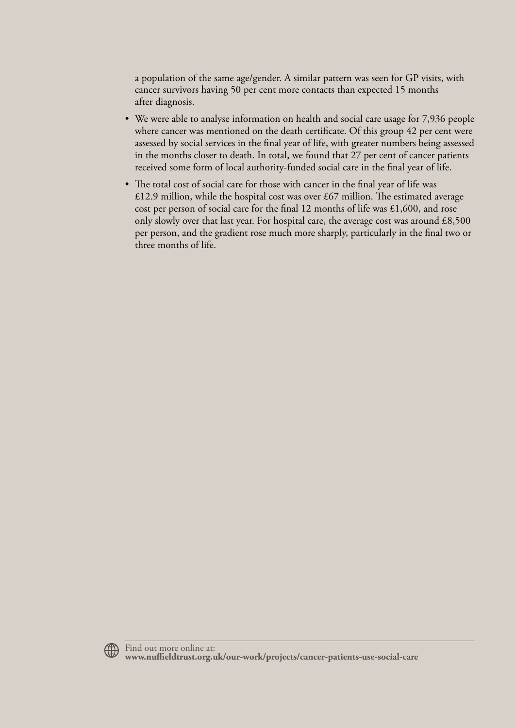a population of the same age/gender. A similar pattern was seen for GP visits, with cancer survivors having 50 per cent more contacts than expected 15 months after diagnosis.

- We were able to analyse information on health and social care usage for 7,936 people where cancer was mentioned on the death certificate. Of this group 42 per cent were assessed by social services in the final year of life, with greater numbers being assessed in the months closer to death. In total, we found that 27 per cent of cancer patients received some form of local authority-funded social care in the final year of life.
- The total cost of social care for those with cancer in the final year of life was £12.9 million, while the hospital cost was over £67 million. The estimated average cost per person of social care for the final 12 months of life was £1,600, and rose only slowly over that last year. For hospital care, the average cost was around £8,500 per person, and the gradient rose much more sharply, particularly in the final two or three months of life.

Find out more online at:
**www.nuffieldtrust.org.uk/our-work/projects/cancer-patients-use-social-care**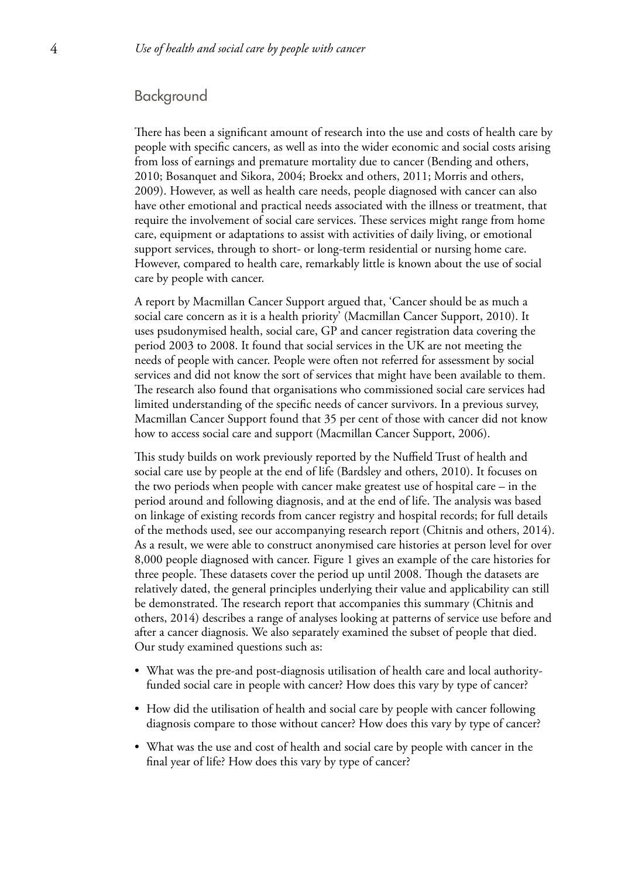## Background

There has been a significant amount of research into the use and costs of health care by people with specific cancers, as well as into the wider economic and social costs arising from loss of earnings and premature mortality due to cancer (Bending and others, 2010; Bosanquet and Sikora, 2004; Broekx and others, 2011; Morris and others, 2009). However, as well as health care needs, people diagnosed with cancer can also have other emotional and practical needs associated with the illness or treatment, that require the involvement of social care services. These services might range from home care, equipment or adaptations to assist with activities of daily living, or emotional support services, through to short- or long-term residential or nursing home care. However, compared to health care, remarkably little is known about the use of social care by people with cancer.

A report by Macmillan Cancer Support argued that, 'Cancer should be as much a social care concern as it is a health priority' (Macmillan Cancer Support, 2010). It uses psudonymised health, social care, GP and cancer registration data covering the period 2003 to 2008. It found that social services in the UK are not meeting the needs of people with cancer. People were often not referred for assessment by social services and did not know the sort of services that might have been available to them. The research also found that organisations who commissioned social care services had limited understanding of the specific needs of cancer survivors. In a previous survey, Macmillan Cancer Support found that 35 per cent of those with cancer did not know how to access social care and support (Macmillan Cancer Support, 2006).

This study builds on work previously reported by the Nuffield Trust of health and social care use by people at the end of life (Bardsley and others, 2010). It focuses on the two periods when people with cancer make greatest use of hospital care – in the period around and following diagnosis, and at the end of life. The analysis was based on linkage of existing records from cancer registry and hospital records; for full details of the methods used, see our accompanying research report (Chitnis and others, 2014). As a result, we were able to construct anonymised care histories at person level for over 8,000 people diagnosed with cancer. Figure 1 gives an example of the care histories for three people. These datasets cover the period up until 2008. Though the datasets are relatively dated, the general principles underlying their value and applicability can still be demonstrated. The research report that accompanies this summary (Chitnis and others, 2014) describes a range of analyses looking at patterns of service use before and after a cancer diagnosis. We also separately examined the subset of people that died. Our study examined questions such as:

- What was the pre-and post-diagnosis utilisation of health care and local authority-funded social care in people with cancer? How does this vary by type of cancer?
- How did the utilisation of health and social care by people with cancer following diagnosis compare to those without cancer? How does this vary by type of cancer?
- What was the use and cost of health and social care by people with cancer in the final year of life? How does this vary by type of cancer?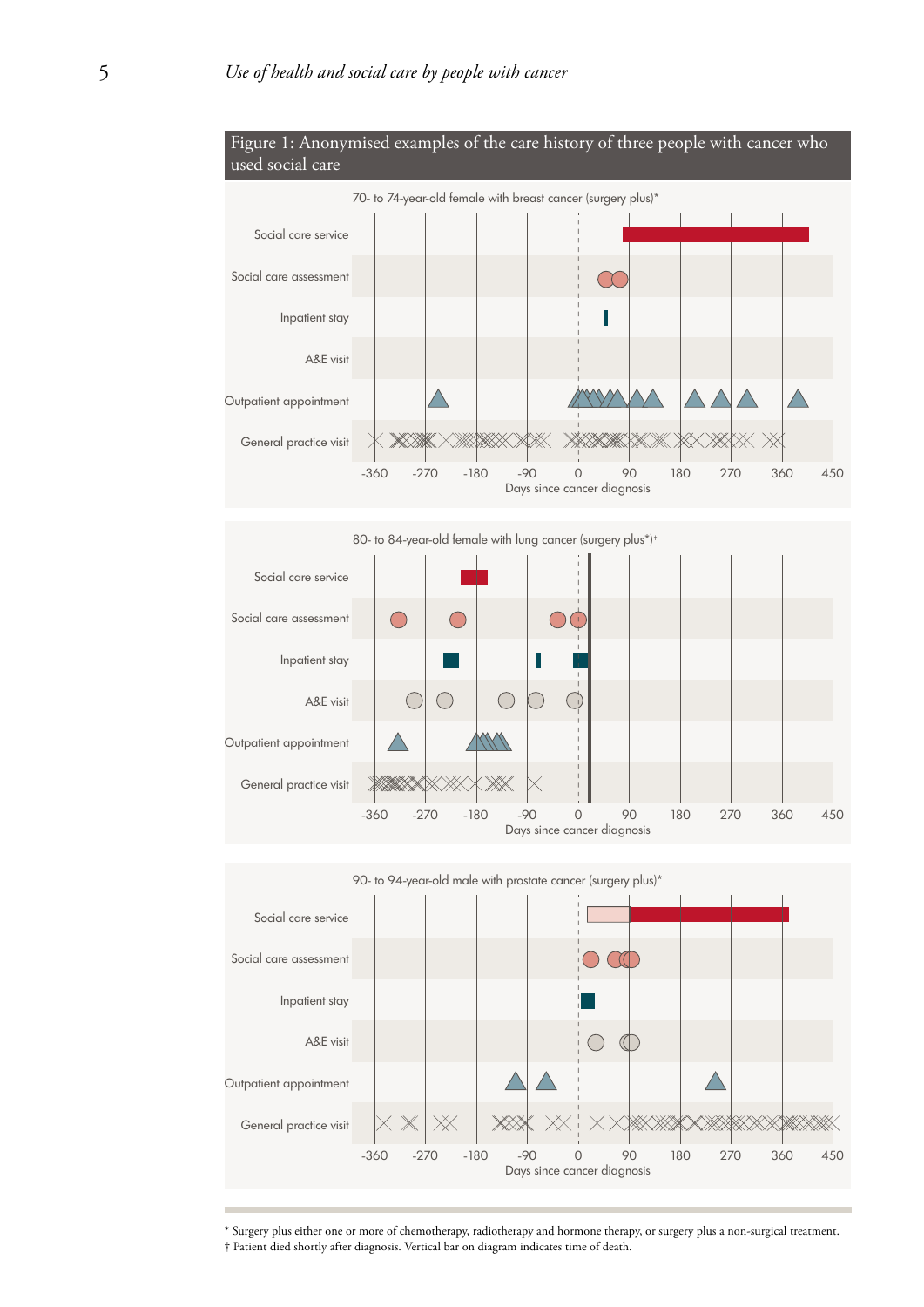Figure 1: Anonymised examples of the care history of three people with cancer who used social care

70- to 74-year-old female with breast cancer (surgery plus)*

Social care service
Social care assessment
Inpatient stay
A&E visit
Outpatient appointment
General practice visit

-360 -270 -180 -90 0 90 180 270 360 450

Days since cancer diagnosis

80- to 84-year-old female with lung cancer (surgery plus*)†

Social care service
Social care assessment
Inpatient stay
A&E visit
Outpatient appointment
General practice visit

-360 -270 -180 -90 0 90 180 270 360 450

Days since cancer diagnosis

90- to 94-year-old male with prostate cancer (surgery plus)*

Social care service
Social care assessment
Inpatient stay
A&E visit
Outpatient appointment
General practice visit

-360 -270 -180 -90 0 90 180 270 360 450

Days since cancer diagnosis

\* Surgery plus either one or more of chemotherapy, radiotherapy and hormone therapy, or surgery plus a non-surgical treatment.
† Patient died shortly after diagnosis. Vertical bar on diagram indicates time of death.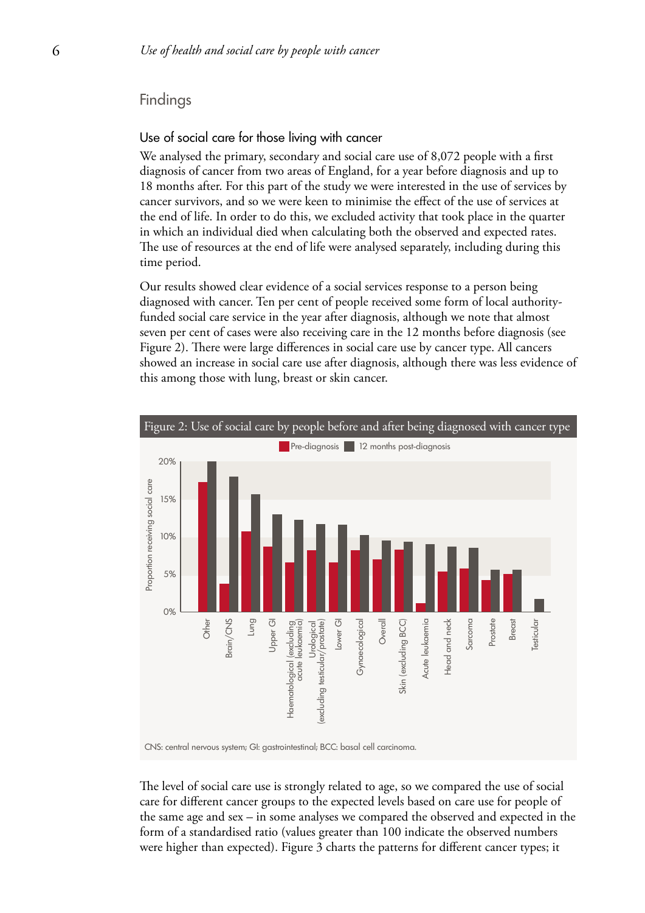## Findings

### Use of social care for those living with cancer

We analysed the primary, secondary and social care use of 8,072 people with a first diagnosis of cancer from two areas of England, for a year before diagnosis and up to 18 months after. For this part of the study we were interested in the use of services by cancer survivors, and so we were keen to minimise the effect of the use of services at the end of life. In order to do this, we excluded activity that took place in the quarter in which an individual died when calculating both the observed and expected rates. The use of resources at the end of life were analysed separately, including during this time period.

Our results showed clear evidence of a social services response to a person being diagnosed with cancer. Ten per cent of people received some form of local authority-funded social care service in the year after diagnosis, although we note that almost seven per cent of cases were also receiving care in the 12 months before diagnosis (see Figure 2). There were large differences in social care use by cancer type. All cancers showed an increase in social care use after diagnosis, although there was less evidence of this among those with lung, breast or skin cancer.

Figure 2: Use of social care by people before and after being diagnosed with cancer type

CNS: central nervous system; GI: gastrointestinal; BCC: basal cell carcinoma.

The level of social care use is strongly related to age, so we compared the use of social care for different cancer groups to the expected levels based on care use for people of the same age and sex – in some analyses we compared the observed and expected in the form of a standardised ratio (values greater than 100 indicate the observed numbers were higher than expected). Figure 3 charts the patterns for different cancer types; it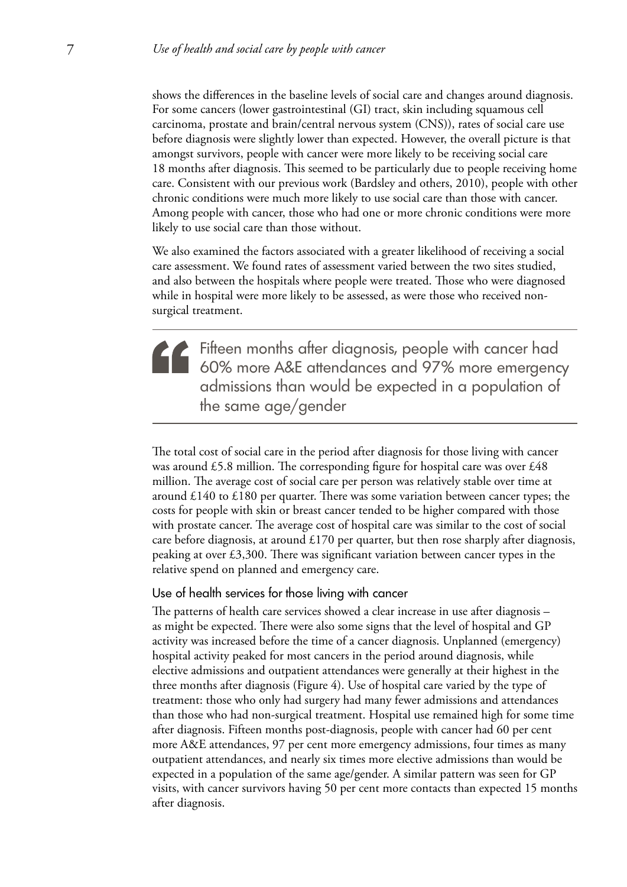shows the differences in the baseline levels of social care and changes around diagnosis. For some cancers (lower gastrointestinal (GI) tract, skin including squamous cell carcinoma, prostate and brain/central nervous system (CNS)), rates of social care use before diagnosis were slightly lower than expected. However, the overall picture is that amongst survivors, people with cancer were more likely to be receiving social care 18 months after diagnosis. This seemed to be particularly due to people receiving home care. Consistent with our previous work (Bardsley and others, 2010), people with other chronic conditions were much more likely to use social care than those with cancer. Among people with cancer, those who had one or more chronic conditions were more likely to use social care than those without.

We also examined the factors associated with a greater likelihood of receiving a social care assessment. We found rates of assessment varied between the two sites studied, and also between the hospitals where people were treated. Those who were diagnosed while in hospital were more likely to be assessed, as were those who received non-surgical treatment.

> Fifteen months after diagnosis, people with cancer had 60% more A&E attendances and 97% more emergency admissions than would be expected in a population of the same age/gender

The total cost of social care in the period after diagnosis for those living with cancer was around £5.8 million. The corresponding figure for hospital care was over £48 million. The average cost of social care per person was relatively stable over time at around £140 to £180 per quarter. There was some variation between cancer types; the costs for people with skin or breast cancer tended to be higher compared with those with prostate cancer. The average cost of hospital care was similar to the cost of social care before diagnosis, at around £170 per quarter, but then rose sharply after diagnosis, peaking at over £3,300. There was significant variation between cancer types in the relative spend on planned and emergency care.

### Use of health services for those living with cancer

The patterns of health care services showed a clear increase in use after diagnosis – as might be expected. There were also some signs that the level of hospital and GP activity was increased before the time of a cancer diagnosis. Unplanned (emergency) hospital activity peaked for most cancers in the period around diagnosis, while elective admissions and outpatient attendances were generally at their highest in the three months after diagnosis (Figure 4). Use of hospital care varied by the type of treatment: those who only had surgery had many fewer admissions and attendances than those who had non-surgical treatment. Hospital use remained high for some time after diagnosis. Fifteen months post-diagnosis, people with cancer had 60 per cent more A&E attendances, 97 per cent more emergency admissions, four times as many outpatient attendances, and nearly six times more elective admissions than would be expected in a population of the same age/gender. A similar pattern was seen for GP visits, with cancer survivors having 50 per cent more contacts than expected 15 months after diagnosis.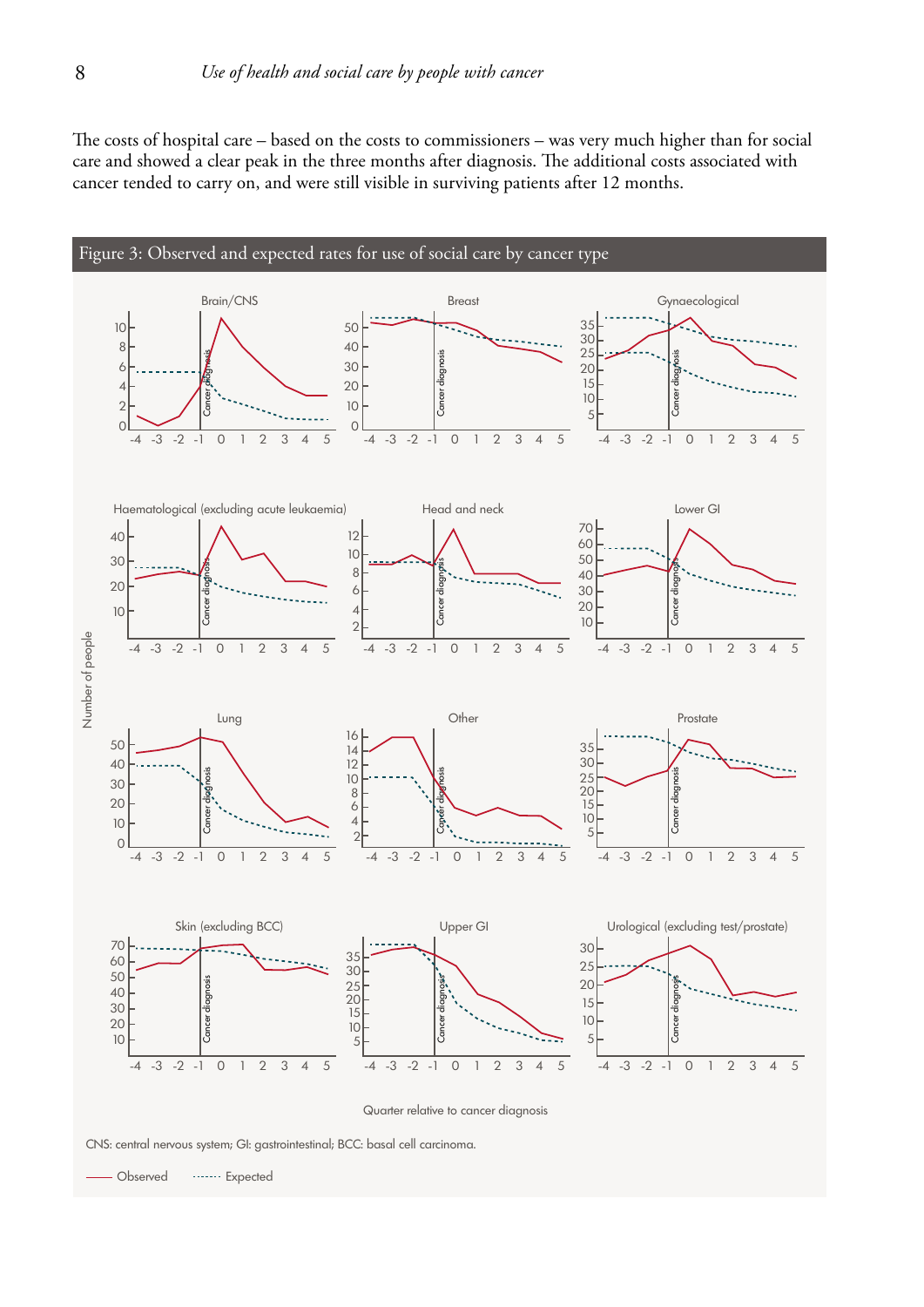The costs of hospital care – based on the costs to commissioners – was very much higher than for social care and showed a clear peak in the three months after diagnosis. The additional costs associated with cancer tended to carry on, and were still visible in surviving patients after 12 months.

## Figure 3: Observed and expected rates for use of social care by cancer type

CNS: central nervous system; GI: gastrointestinal; BCC: basal cell carcinoma.

—— Observed ······ Expected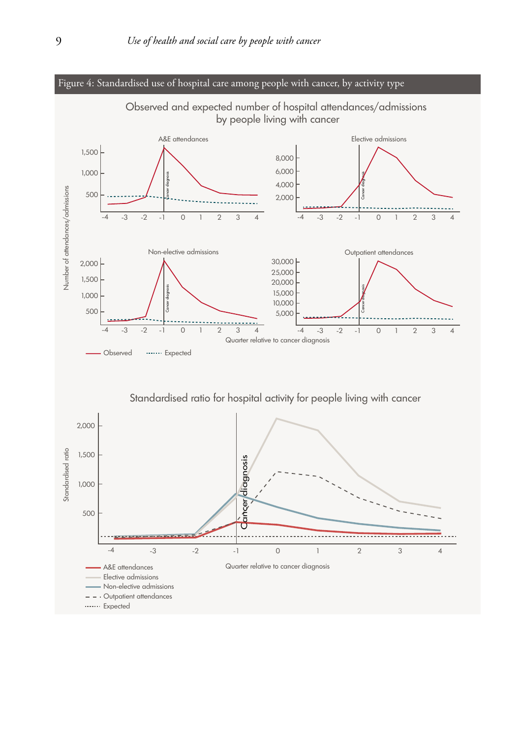Figure 4: Standardised use of hospital care among people with cancer, by activity type

Observed and expected number of hospital attendances/admissions by people living with cancer

A&E attendances

Elective admissions

Non-elective admissions

Outpatient attendances

Number of attendances/admissions

Quarter relative to cancer diagnosis

Observed ...... Expected

Standardised ratio for hospital activity for people living with cancer

Standardised ratio

Quarter relative to cancer diagnosis

A&E attendances

Elective admissions

Non-elective admissions

Outpatient attendances

Expected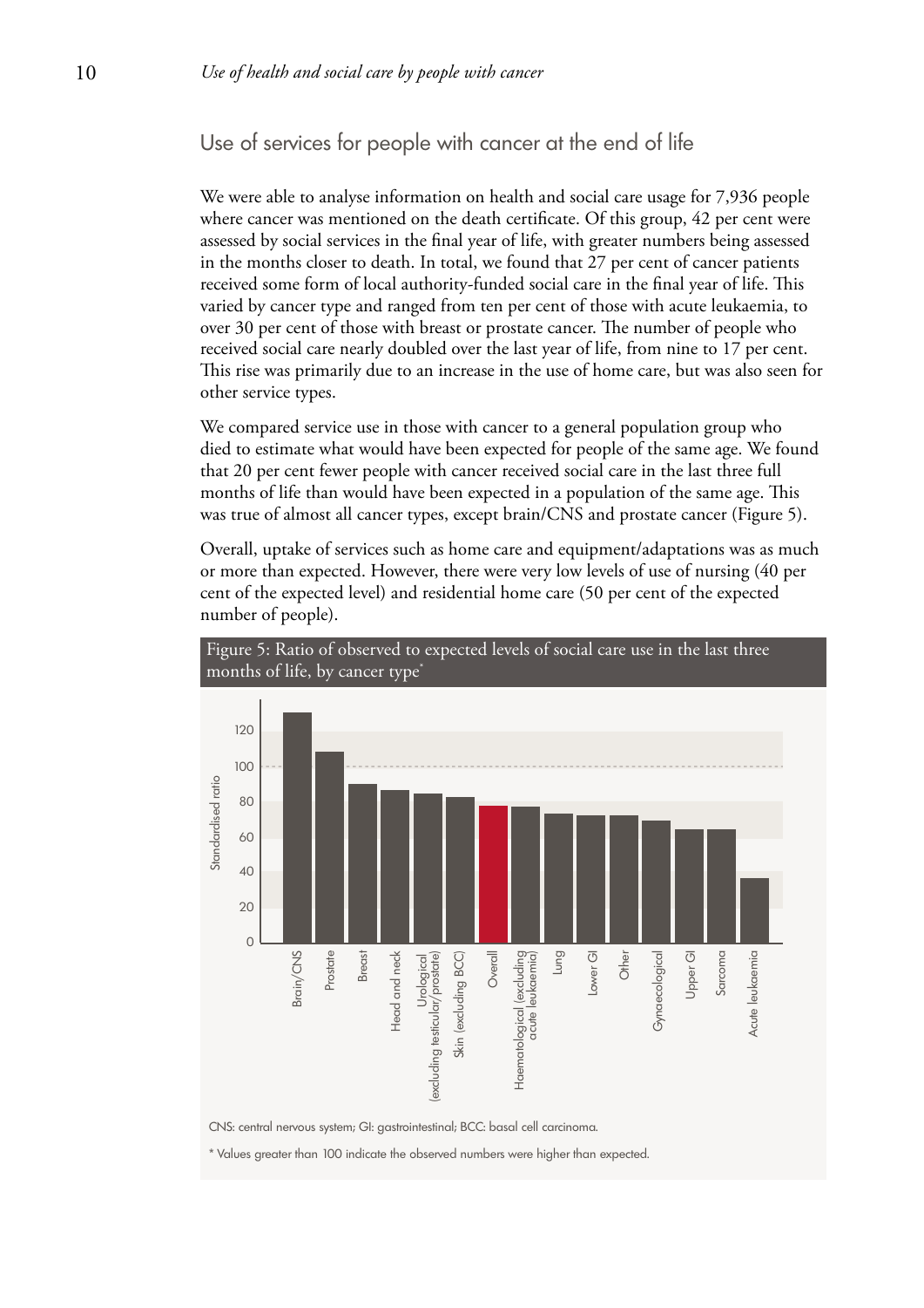## Use of services for people with cancer at the end of life

We were able to analyse information on health and social care usage for 7,936 people where cancer was mentioned on the death certificate. Of this group, 42 per cent were assessed by social services in the final year of life, with greater numbers being assessed in the months closer to death. In total, we found that 27 per cent of cancer patients received some form of local authority-funded social care in the final year of life. This varied by cancer type and ranged from ten per cent of those with acute leukaemia, to over 30 per cent of those with breast or prostate cancer. The number of people who received social care nearly doubled over the last year of life, from nine to 17 per cent. This rise was primarily due to an increase in the use of home care, but was also seen for other service types.

We compared service use in those with cancer to a general population group who died to estimate what would have been expected for people of the same age. We found that 20 per cent fewer people with cancer received social care in the last three full months of life than would have been expected in a population of the same age. This was true of almost all cancer types, except brain/CNS and prostate cancer (Figure 5).

Overall, uptake of services such as home care and equipment/adaptations was as much or more than expected. However, there were very low levels of use of nursing (40 per cent of the expected level) and residential home care (50 per cent of the expected number of people).

Figure 5: Ratio of observed to expected levels of social care use in the last three months of life, by cancer type*

CNS: central nervous system; GI: gastrointestinal; BCC: basal cell carcinoma.

* Values greater than 100 indicate the observed numbers were higher than expected.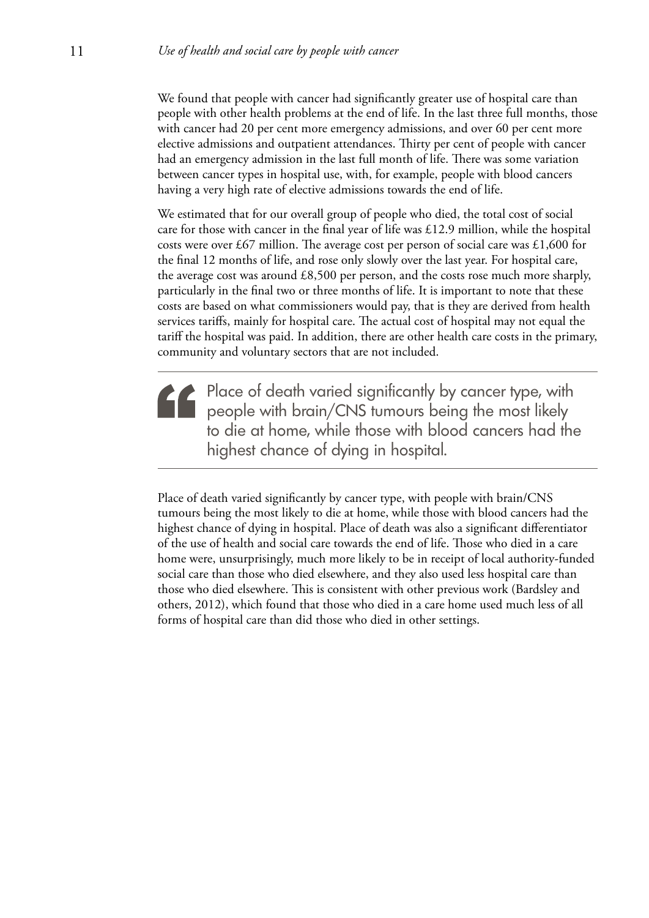We found that people with cancer had significantly greater use of hospital care than people with other health problems at the end of life. In the last three full months, those with cancer had 20 per cent more emergency admissions, and over 60 per cent more elective admissions and outpatient attendances. Thirty per cent of people with cancer had an emergency admission in the last full month of life. There was some variation between cancer types in hospital use, with, for example, people with blood cancers having a very high rate of elective admissions towards the end of life.

We estimated that for our overall group of people who died, the total cost of social care for those with cancer in the final year of life was £12.9 million, while the hospital costs were over £67 million. The average cost per person of social care was £1,600 for the final 12 months of life, and rose only slowly over the last year. For hospital care, the average cost was around £8,500 per person, and the costs rose much more sharply, particularly in the final two or three months of life. It is important to note that these costs are based on what commissioners would pay, that is they are derived from health services tariffs, mainly for hospital care. The actual cost of hospital may not equal the tariff the hospital was paid. In addition, there are other health care costs in the primary, community and voluntary sectors that are not included.

> Place of death varied significantly by cancer type, with people with brain/CNS tumours being the most likely to die at home, while those with blood cancers had the highest chance of dying in hospital.

Place of death varied significantly by cancer type, with people with brain/CNS tumours being the most likely to die at home, while those with blood cancers had the highest chance of dying in hospital. Place of death was also a significant differentiator of the use of health and social care towards the end of life. Those who died in a care home were, unsurprisingly, much more likely to be in receipt of local authority-funded social care than those who died elsewhere, and they also used less hospital care than those who died elsewhere. This is consistent with other previous work (Bardsley and others, 2012), which found that those who died in a care home used much less of all forms of hospital care than did those who died in other settings.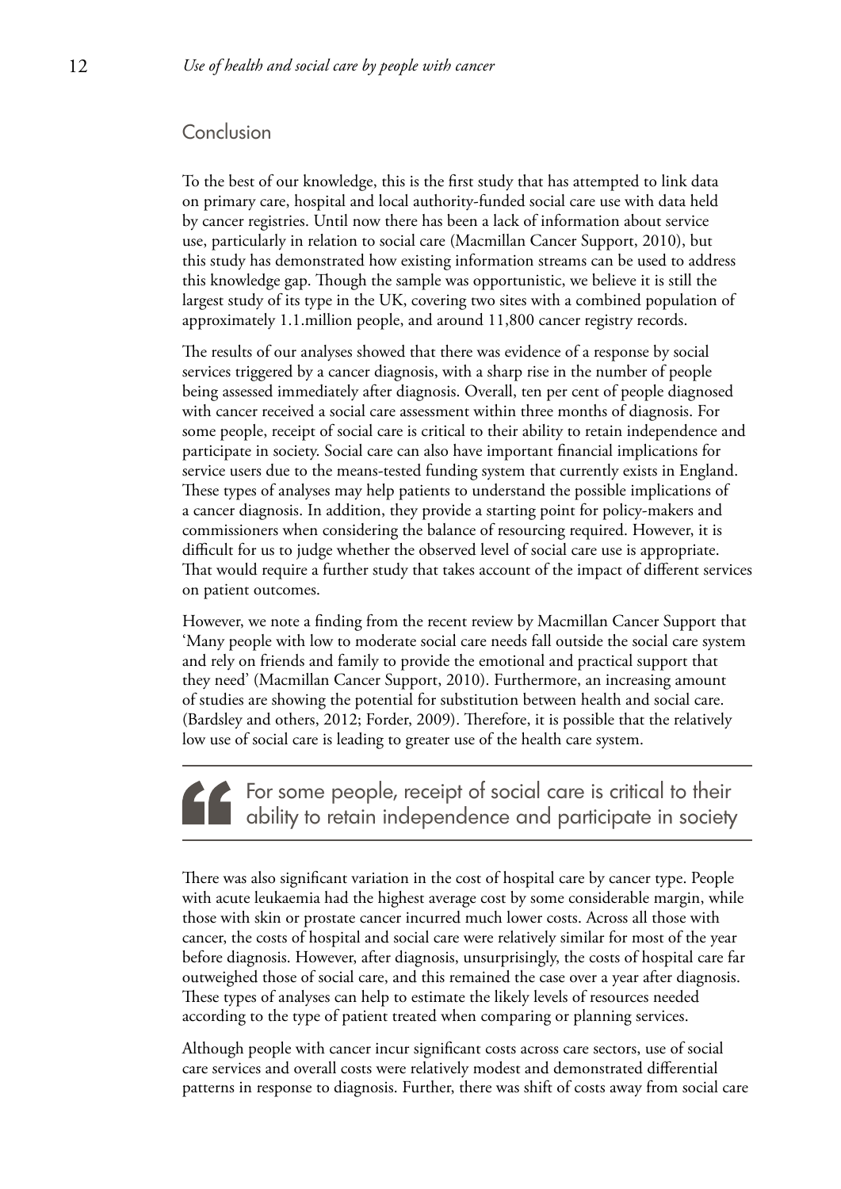## Conclusion

To the best of our knowledge, this is the first study that has attempted to link data on primary care, hospital and local authority-funded social care use with data held by cancer registries. Until now there has been a lack of information about service use, particularly in relation to social care (Macmillan Cancer Support, 2010), but this study has demonstrated how existing information streams can be used to address this knowledge gap. Though the sample was opportunistic, we believe it is still the largest study of its type in the UK, covering two sites with a combined population of approximately 1.1.million people, and around 11,800 cancer registry records.

The results of our analyses showed that there was evidence of a response by social services triggered by a cancer diagnosis, with a sharp rise in the number of people being assessed immediately after diagnosis. Overall, ten per cent of people diagnosed with cancer received a social care assessment within three months of diagnosis. For some people, receipt of social care is critical to their ability to retain independence and participate in society. Social care can also have important financial implications for service users due to the means-tested funding system that currently exists in England. These types of analyses may help patients to understand the possible implications of a cancer diagnosis. In addition, they provide a starting point for policy-makers and commissioners when considering the balance of resourcing required. However, it is difficult for us to judge whether the observed level of social care use is appropriate. That would require a further study that takes account of the impact of different services on patient outcomes.

However, we note a finding from the recent review by Macmillan Cancer Support that 'Many people with low to moderate social care needs fall outside the social care system and rely on friends and family to provide the emotional and practical support that they need' (Macmillan Cancer Support, 2010). Furthermore, an increasing amount of studies are showing the potential for substitution between health and social care. (Bardsley and others, 2012; Forder, 2009). Therefore, it is possible that the relatively low use of social care is leading to greater use of the health care system.

> For some people, receipt of social care is critical to their ability to retain independence and participate in society

There was also significant variation in the cost of hospital care by cancer type. People with acute leukaemia had the highest average cost by some considerable margin, while those with skin or prostate cancer incurred much lower costs. Across all those with cancer, the costs of hospital and social care were relatively similar for most of the year before diagnosis. However, after diagnosis, unsurprisingly, the costs of hospital care far outweighed those of social care, and this remained the case over a year after diagnosis. These types of analyses can help to estimate the likely levels of resources needed according to the type of patient treated when comparing or planning services.

Although people with cancer incur significant costs across care sectors, use of social care services and overall costs were relatively modest and demonstrated differential patterns in response to diagnosis. Further, there was shift of costs away from social care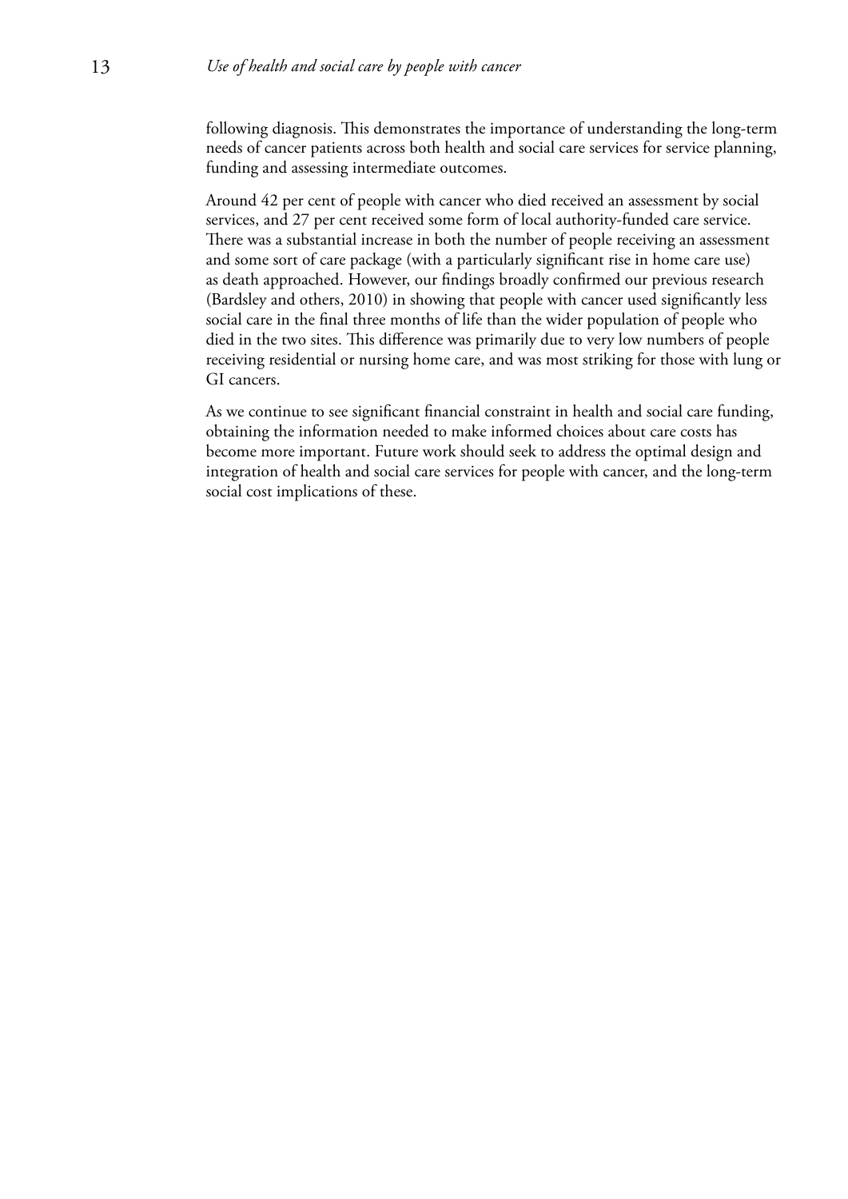following diagnosis. This demonstrates the importance of understanding the long-term needs of cancer patients across both health and social care services for service planning, funding and assessing intermediate outcomes.

Around 42 per cent of people with cancer who died received an assessment by social services, and 27 per cent received some form of local authority-funded care service. There was a substantial increase in both the number of people receiving an assessment and some sort of care package (with a particularly significant rise in home care use) as death approached. However, our findings broadly confirmed our previous research (Bardsley and others, 2010) in showing that people with cancer used significantly less social care in the final three months of life than the wider population of people who died in the two sites. This difference was primarily due to very low numbers of people receiving residential or nursing home care, and was most striking for those with lung or GI cancers.

As we continue to see significant financial constraint in health and social care funding, obtaining the information needed to make informed choices about care costs has become more important. Future work should seek to address the optimal design and integration of health and social care services for people with cancer, and the long-term social cost implications of these.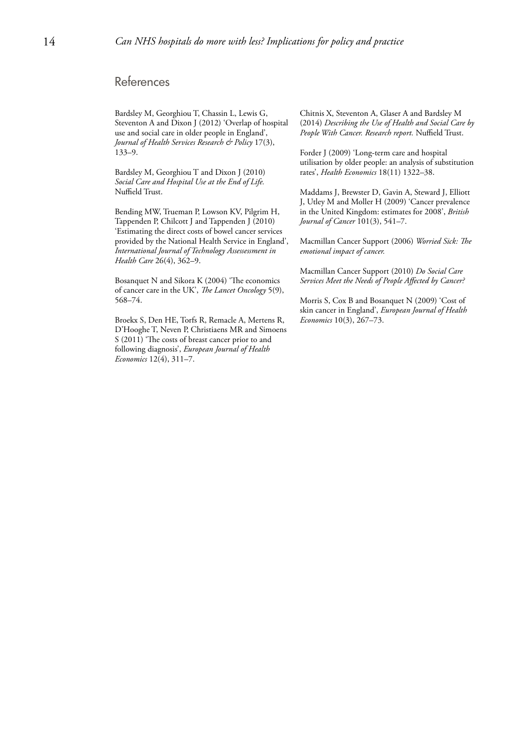## References

Bardsley M, Georghiou T, Chassin L, Lewis G, Steventon A and Dixon J (2012) 'Overlap of hospital use and social care in older people in England', *Journal of Health Services Research & Policy* 17(3), 133–9.

Bardsley M, Georghiou T and Dixon J (2010) *Social Care and Hospital Use at the End of Life.* Nuffield Trust.

Bending MW, Trueman P, Lowson KV, Pilgrim H, Tappenden P, Chilcott J and Tappenden J (2010) 'Estimating the direct costs of bowel cancer services provided by the National Health Service in England', *International Journal of Technology Assessessment in Health Care* 26(4), 362–9.

Bosanquet N and Sikora K (2004) 'The economics of cancer care in the UK', *The Lancet Oncology* 5(9), 568–74.

Broekx S, Den HE, Torfs R, Remacle A, Mertens R, D'Hooghe T, Neven P, Christiaens MR and Simoens S (2011) 'The costs of breast cancer prior to and following diagnosis', *European Journal of Health Economics* 12(4), 311–7.

Chitnis X, Steventon A, Glaser A and Bardsley M (2014) *Describing the Use of Health and Social Care by People With Cancer. Research report.* Nuffield Trust.

Forder J (2009) 'Long-term care and hospital utilisation by older people: an analysis of substitution rates', *Health Economics* 18(11) 1322–38.

Maddams J, Brewster D, Gavin A, Steward J, Elliott J, Utley M and Moller H (2009) 'Cancer prevalence in the United Kingdom: estimates for 2008', *British Journal of Cancer* 101(3), 541–7.

Macmillan Cancer Support (2006) *Worried Sick: The emotional impact of cancer.*

Macmillan Cancer Support (2010) *Do Social Care Services Meet the Needs of People Affected by Cancer?*

Morris S, Cox B and Bosanquet N (2009) 'Cost of skin cancer in England', *European Journal of Health Economics* 10(3), 267–73.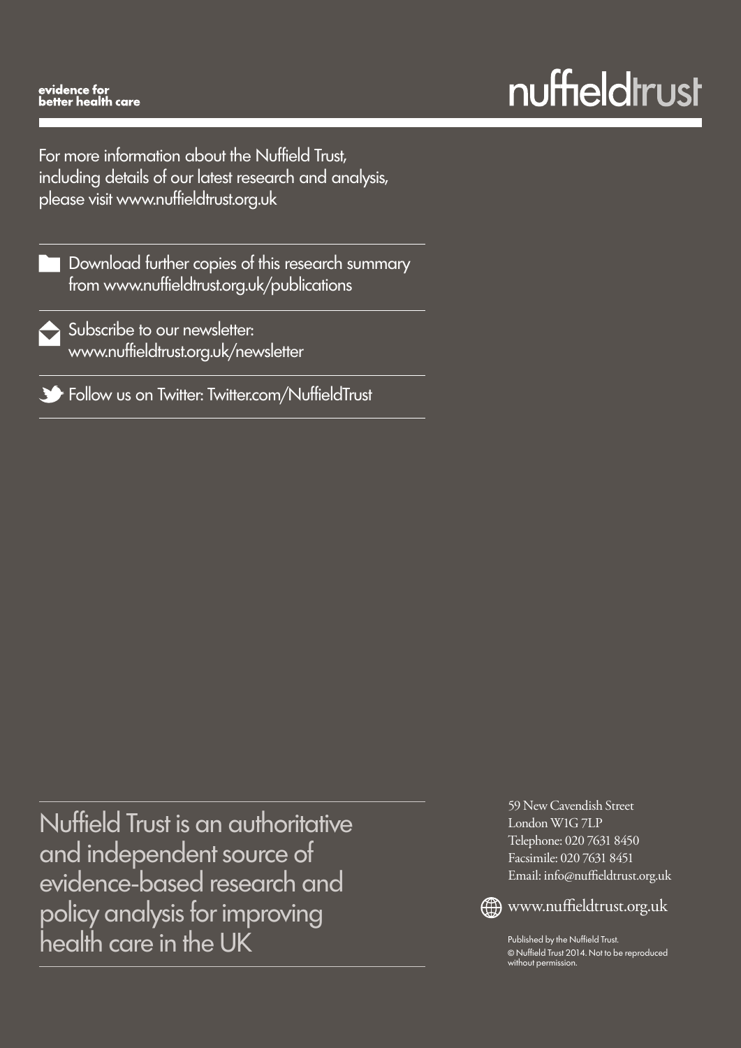evidence for
better health care

nuffieldtrust

For more information about the Nuffield Trust, including details of our latest research and analysis, please visit www.nuffieldtrust.org.uk

Download further copies of this research summary from www.nuffieldtrust.org.uk/publications

Subscribe to our newsletter:
www.nuffieldtrust.org.uk/newsletter

Follow us on Twitter: Twitter.com/NuffieldTrust

Nuffield Trust is an authoritative and independent source of evidence-based research and policy analysis for improving health care in the UK

59 New Cavendish Street
London W1G 7LP
Telephone: 020 7631 8450
Facsimile: 020 7631 8451
Email: info@nuffieldtrust.org.uk

www.nuffieldtrust.org.uk

Published by the Nuffield Trust.
© Nuffield Trust 2014. Not to be reproduced without permission.